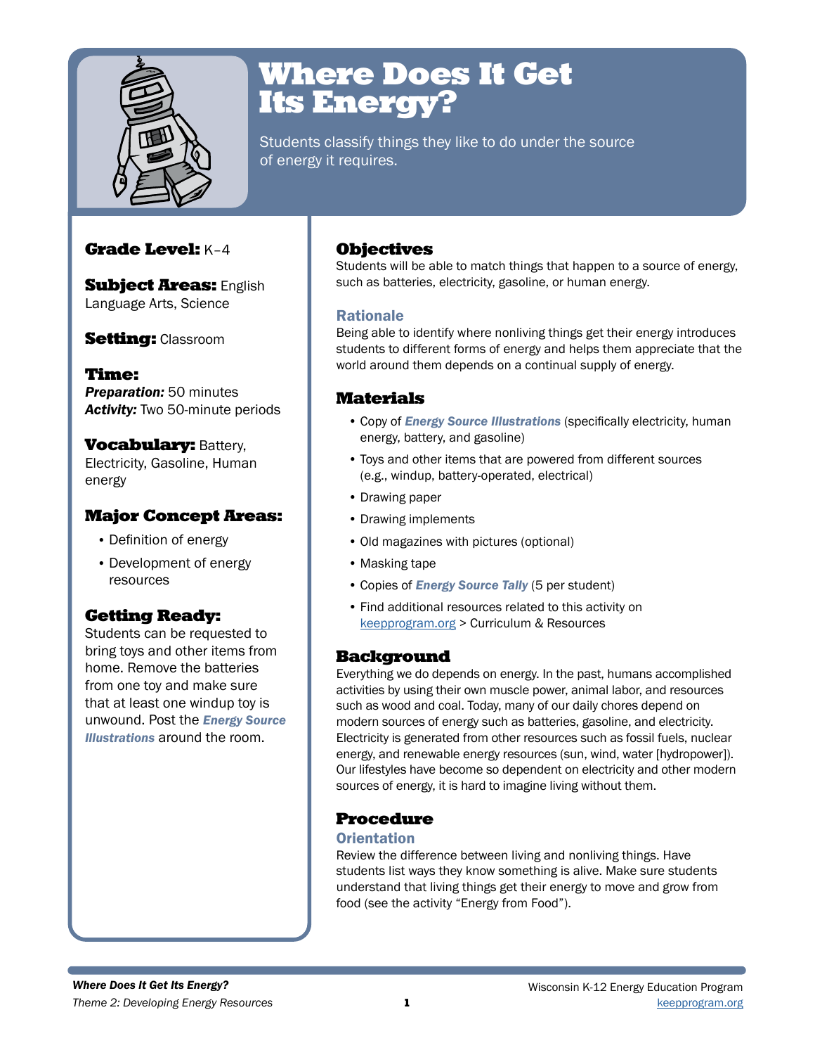# Where Does It Get Its Energy?

Students classify things they like to do under the source of energy it requires.

**Grade Level:** K–4

**Subject Areas:** English Language Arts, Science

**Setting:** Classroom

**Time:**
***Preparation:*** 50 minutes
***Activity:*** Two 50-minute periods

**Vocabulary:** Battery, Electricity, Gasoline, Human energy

**Major Concept Areas:**

- Definition of energy
- Development of energy resources

**Getting Ready:**
Students can be requested to bring toys and other items from home. Remove the batteries from one toy and make sure that at least one windup toy is unwound. Post the ***Energy Source Illustrations*** around the room.

## Objectives

Students will be able to match things that happen to a source of energy, such as batteries, electricity, gasoline, or human energy.

### Rationale

Being able to identify where nonliving things get their energy introduces students to different forms of energy and helps them appreciate that the world around them depends on a continual supply of energy.

## Materials

- Copy of ***Energy Source Illustrations*** (specifically electricity, human energy, battery, and gasoline)
- Toys and other items that are powered from different sources (e.g., windup, battery-operated, electrical)
- Drawing paper
- Drawing implements
- Old magazines with pictures (optional)
- Masking tape
- Copies of ***Energy Source Tally*** (5 per student)
- Find additional resources related to this activity on keepprogram.org > Curriculum & Resources

## Background

Everything we do depends on energy. In the past, humans accomplished activities by using their own muscle power, animal labor, and resources such as wood and coal. Today, many of our daily chores depend on modern sources of energy such as batteries, gasoline, and electricity. Electricity is generated from other resources such as fossil fuels, nuclear energy, and renewable energy resources (sun, wind, water [hydropower]). Our lifestyles have become so dependent on electricity and other modern sources of energy, it is hard to imagine living without them.

## Procedure

### Orientation

Review the difference between living and nonliving things. Have students list ways they know something is alive. Make sure students understand that living things get their energy to move and grow from food (see the activity "Energy from Food").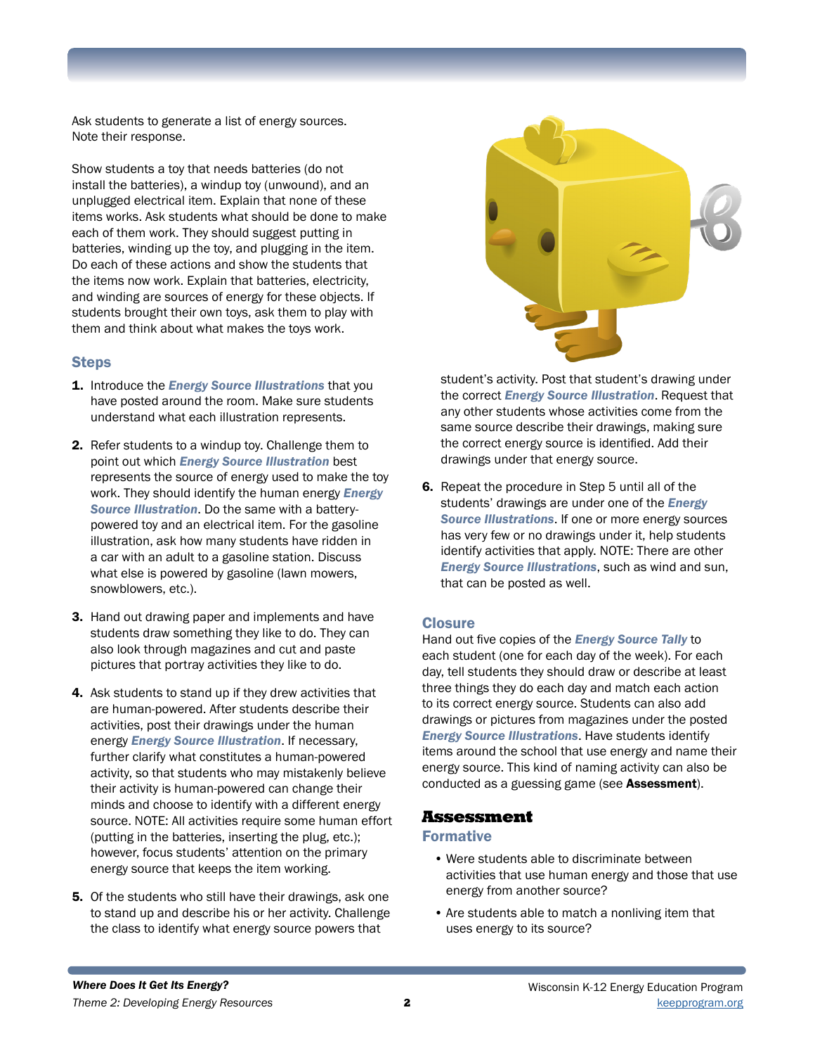Ask students to generate a list of energy sources. Note their response.

Show students a toy that needs batteries (do not install the batteries), a windup toy (unwound), and an unplugged electrical item. Explain that none of these items works. Ask students what should be done to make each of them work. They should suggest putting in batteries, winding up the toy, and plugging in the item. Do each of these actions and show the students that the items now work. Explain that batteries, electricity, and winding are sources of energy for these objects. If students brought their own toys, ask them to play with them and think about what makes the toys work.

### Steps

1. Introduce the ***Energy Source Illustrations*** that you have posted around the room. Make sure students understand what each illustration represents.

2. Refer students to a windup toy. Challenge them to point out which ***Energy Source Illustration*** best represents the source of energy used to make the toy work. They should identify the human energy ***Energy Source Illustration***. Do the same with a battery-powered toy and an electrical item. For the gasoline illustration, ask how many students have ridden in a car with an adult to a gasoline station. Discuss what else is powered by gasoline (lawn mowers, snowblowers, etc.).

3. Hand out drawing paper and implements and have students draw something they like to do. They can also look through magazines and cut and paste pictures that portray activities they like to do.

4. Ask students to stand up if they drew activities that are human-powered. After students describe their activities, post their drawings under the human energy ***Energy Source Illustration***. If necessary, further clarify what constitutes a human-powered activity, so that students who may mistakenly believe their activity is human-powered can change their minds and choose to identify with a different energy source. NOTE: All activities require some human effort (putting in the batteries, inserting the plug, etc.); however, focus students' attention on the primary energy source that keeps the item working.

5. Of the students who still have their drawings, ask one to stand up and describe his or her activity. Challenge the class to identify what energy source powers that student's activity. Post that student's drawing under the correct ***Energy Source Illustration***. Request that any other students whose activities come from the same source describe their drawings, making sure the correct energy source is identified. Add their drawings under that energy source.

6. Repeat the procedure in Step 5 until all of the students' drawings are under one of the ***Energy Source Illustrations***. If one or more energy sources has very few or no drawings under it, help students identify activities that apply. NOTE: There are other ***Energy Source Illustrations***, such as wind and sun, that can be posted as well.

### Closure

Hand out five copies of the ***Energy Source Tally*** to each student (one for each day of the week). For each day, tell students they should draw or describe at least three things they do each day and match each action to its correct energy source. Students can also add drawings or pictures from magazines under the posted ***Energy Source Illustrations***. Have students identify items around the school that use energy and name their energy source. This kind of naming activity can also be conducted as a guessing game (see **Assessment**).

## Assessment

### Formative

- Were students able to discriminate between activities that use human energy and those that use energy from another source?
- Are students able to match a nonliving item that uses energy to its source?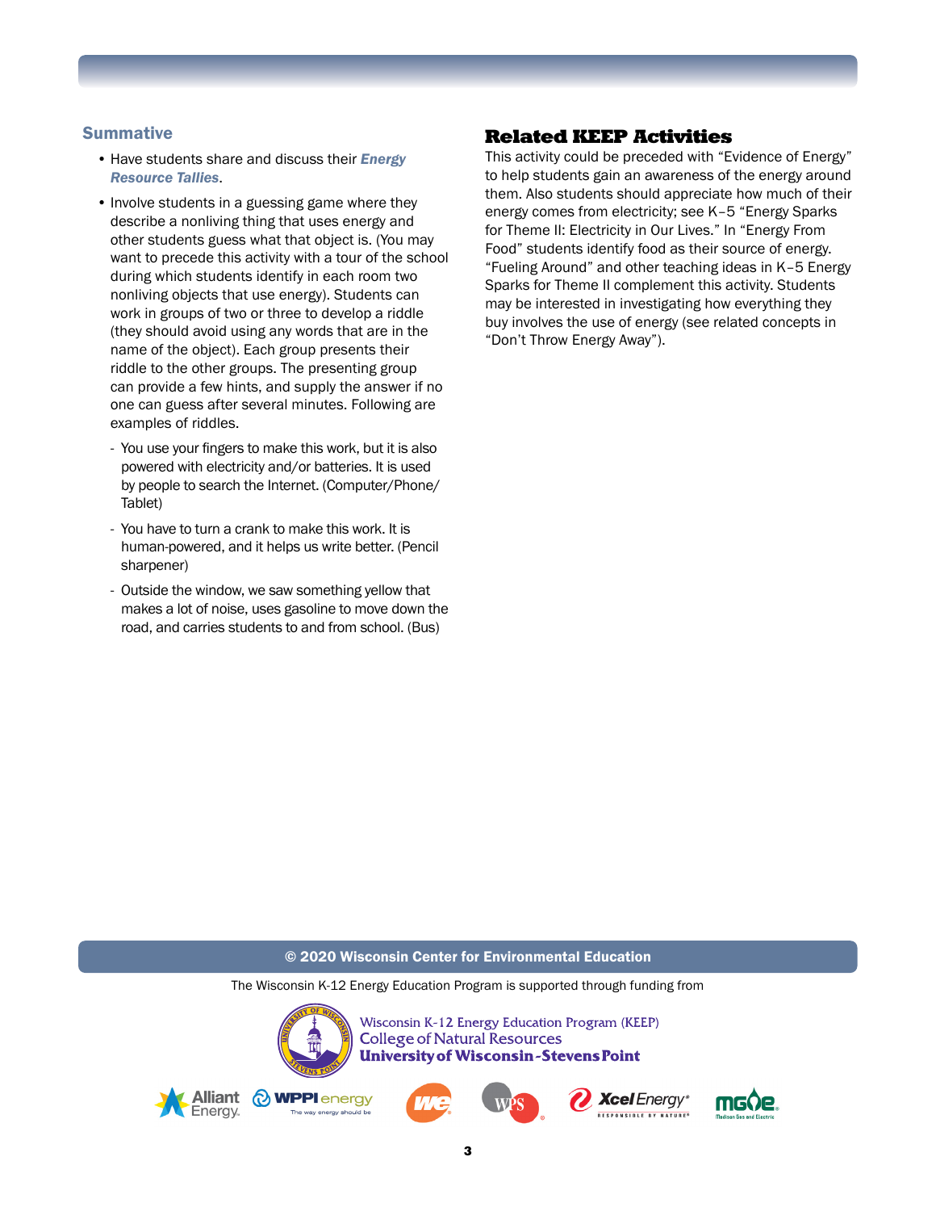### Summative

- Have students share and discuss their ***Energy Resource Tallies***.
- Involve students in a guessing game where they describe a nonliving thing that uses energy and other students guess what that object is. (You may want to precede this activity with a tour of the school during which students identify in each room two nonliving objects that use energy). Students can work in groups of two or three to develop a riddle (they should avoid using any words that are in the name of the object). Each group presents their riddle to the other groups. The presenting group can provide a few hints, and supply the answer if no one can guess after several minutes. Following are examples of riddles.
  - You use your fingers to make this work, but it is also powered with electricity and/or batteries. It is used by people to search the Internet. (Computer/Phone/Tablet)
  - You have to turn a crank to make this work. It is human-powered, and it helps us write better. (Pencil sharpener)
  - Outside the window, we saw something yellow that makes a lot of noise, uses gasoline to move down the road, and carries students to and from school. (Bus)

## Related KEEP Activities

This activity could be preceded with "Evidence of Energy" to help students gain an awareness of the energy around them. Also students should appreciate how much of their energy comes from electricity; see K–5 "Energy Sparks for Theme II: Electricity in Our Lives." In "Energy From Food" students identify food as their source of energy. "Fueling Around" and other teaching ideas in K–5 Energy Sparks for Theme II complement this activity. Students may be interested in investigating how everything they buy involves the use of energy (see related concepts in "Don't Throw Energy Away").

**© 2020 Wisconsin Center for Environmental Education**

The Wisconsin K-12 Energy Education Program is supported through funding from

Wisconsin K-12 Energy Education Program (KEEP)
College of Natural Resources
University of Wisconsin-Stevens Point

Alliant Energy · WPPI energy · We Energies · WPS · Xcel Energy · MGE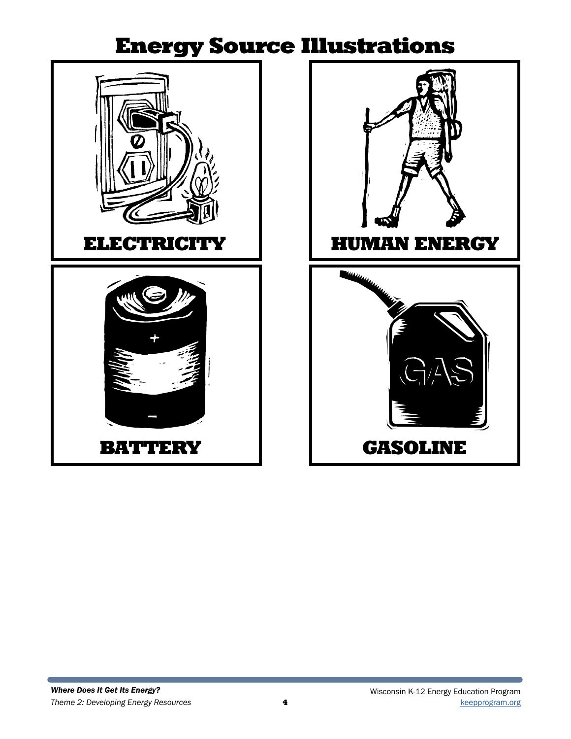# Energy Source Illustrations

ELECTRICITY

HUMAN ENERGY

BATTERY

GASOLINE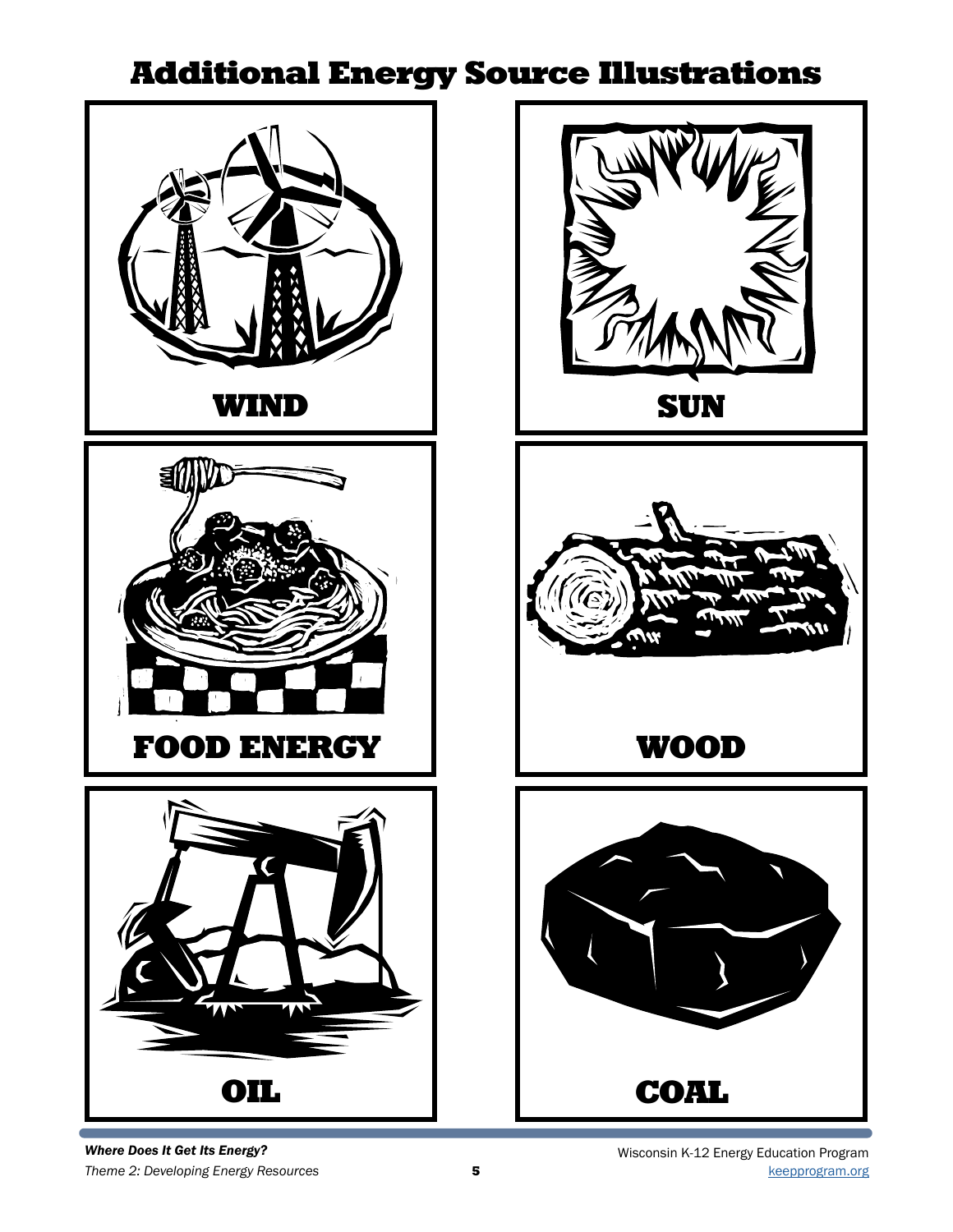# Additional Energy Source Illustrations

WIND

SUN

FOOD ENERGY

WOOD

OIL

COAL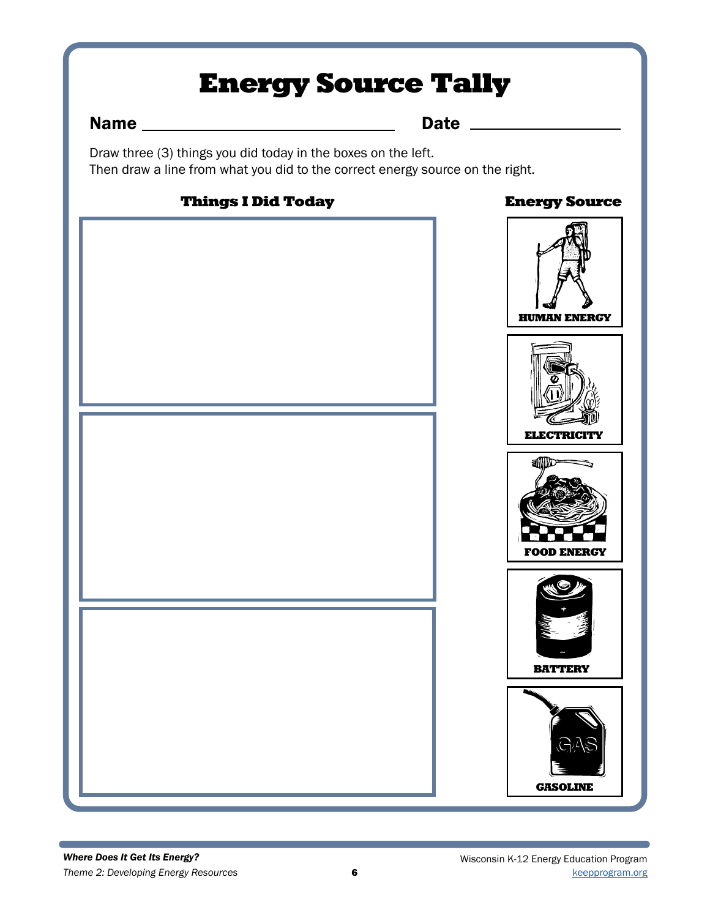# Energy Source Tally

**Name** ______________________________ **Date** ____________________

Draw three (3) things you did today in the boxes on the left.
Then draw a line from what you did to the correct energy source on the right.

**Things I Did Today**

**Energy Source**

HUMAN ENERGY

ELECTRICITY

FOOD ENERGY

BATTERY

GAS

GASOLINE